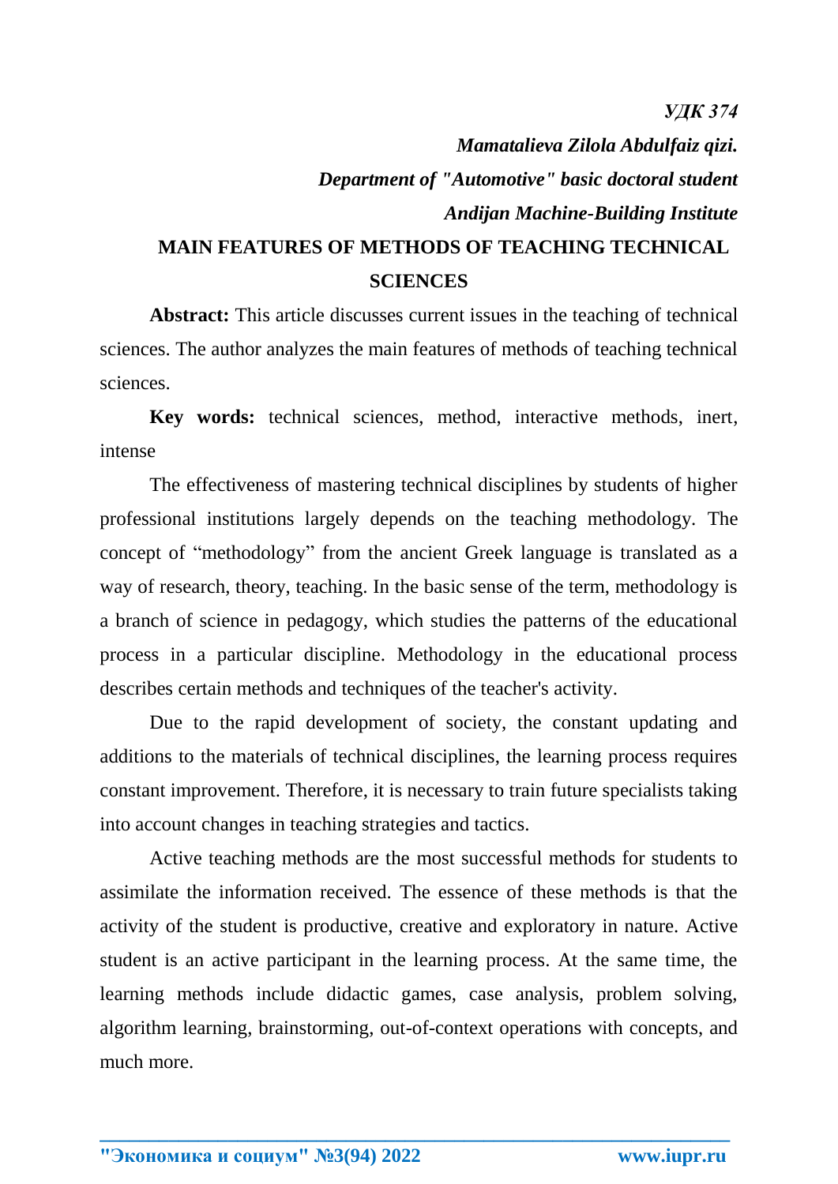*УДК 374*

***Mamatalieva Zilola Abdulfaiz qizi.***

***Department of "Automotive" basic doctoral student***

***Andijan Machine-Building Institute***

# MAIN FEATURES OF METHODS OF TEACHING TECHNICAL SCIENCES

**Abstract:** This article discusses current issues in the teaching of technical sciences. The author analyzes the main features of methods of teaching technical sciences.

**Key words:** technical sciences, method, interactive methods, inert, intense

The effectiveness of mastering technical disciplines by students of higher professional institutions largely depends on the teaching methodology. The concept of "methodology" from the ancient Greek language is translated as a way of research, theory, teaching. In the basic sense of the term, methodology is a branch of science in pedagogy, which studies the patterns of the educational process in a particular discipline. Methodology in the educational process describes certain methods and techniques of the teacher's activity.

Due to the rapid development of society, the constant updating and additions to the materials of technical disciplines, the learning process requires constant improvement. Therefore, it is necessary to train future specialists taking into account changes in teaching strategies and tactics.

Active teaching methods are the most successful methods for students to assimilate the information received. The essence of these methods is that the activity of the student is productive, creative and exploratory in nature. Active student is an active participant in the learning process. At the same time, the learning methods include didactic games, case analysis, problem solving, algorithm learning, brainstorming, out-of-context operations with concepts, and much more.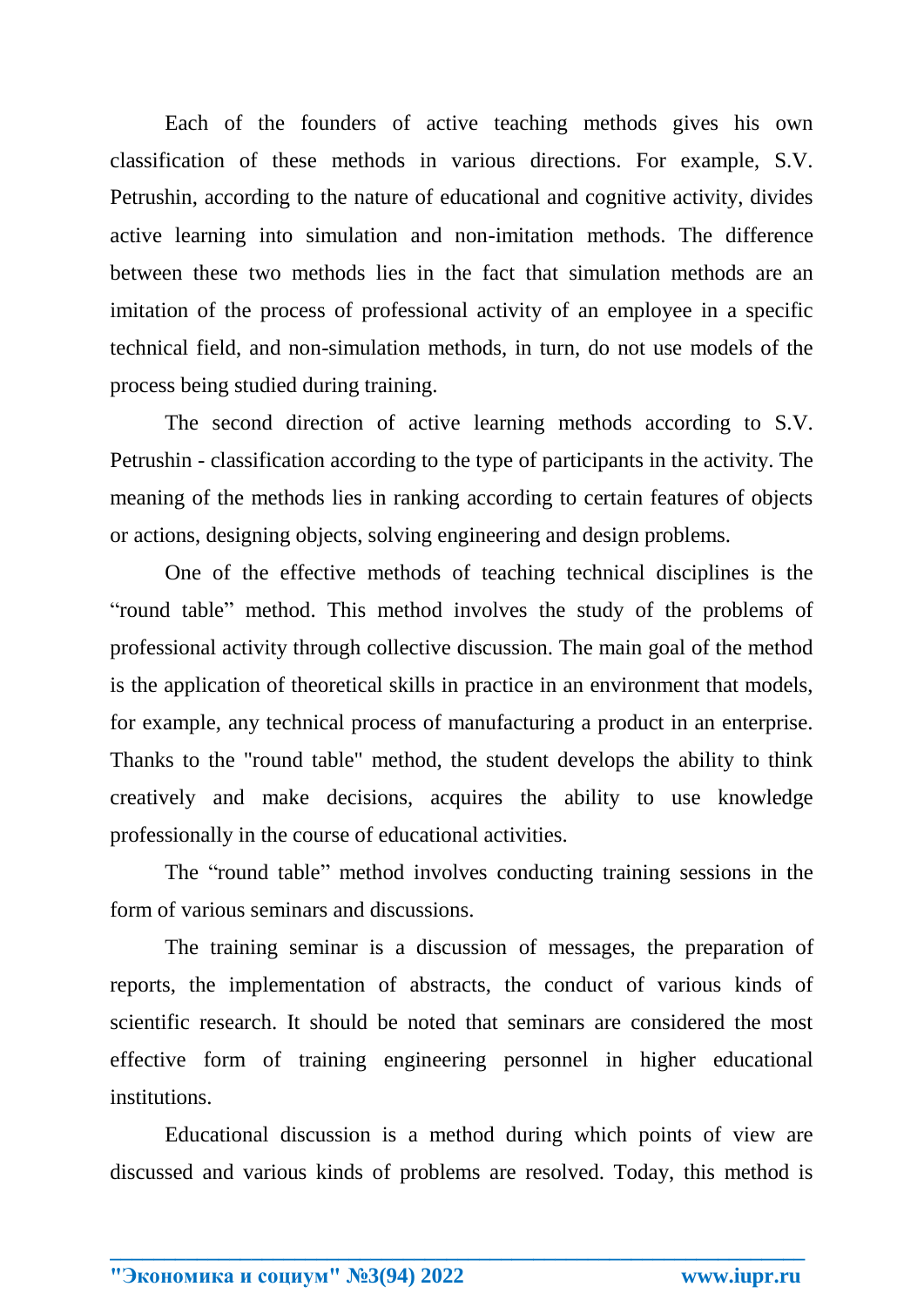Each of the founders of active teaching methods gives his own classification of these methods in various directions. For example, S.V. Petrushin, according to the nature of educational and cognitive activity, divides active learning into simulation and non-imitation methods. The difference between these two methods lies in the fact that simulation methods are an imitation of the process of professional activity of an employee in a specific technical field, and non-simulation methods, in turn, do not use models of the process being studied during training.

The second direction of active learning methods according to S.V. Petrushin - classification according to the type of participants in the activity. The meaning of the methods lies in ranking according to certain features of objects or actions, designing objects, solving engineering and design problems.

One of the effective methods of teaching technical disciplines is the “round table” method. This method involves the study of the problems of professional activity through collective discussion. The main goal of the method is the application of theoretical skills in practice in an environment that models, for example, any technical process of manufacturing a product in an enterprise. Thanks to the "round table" method, the student develops the ability to think creatively and make decisions, acquires the ability to use knowledge professionally in the course of educational activities.

The “round table” method involves conducting training sessions in the form of various seminars and discussions.

The training seminar is a discussion of messages, the preparation of reports, the implementation of abstracts, the conduct of various kinds of scientific research. It should be noted that seminars are considered the most effective form of training engineering personnel in higher educational institutions.

Educational discussion is a method during which points of view are discussed and various kinds of problems are resolved. Today, this method is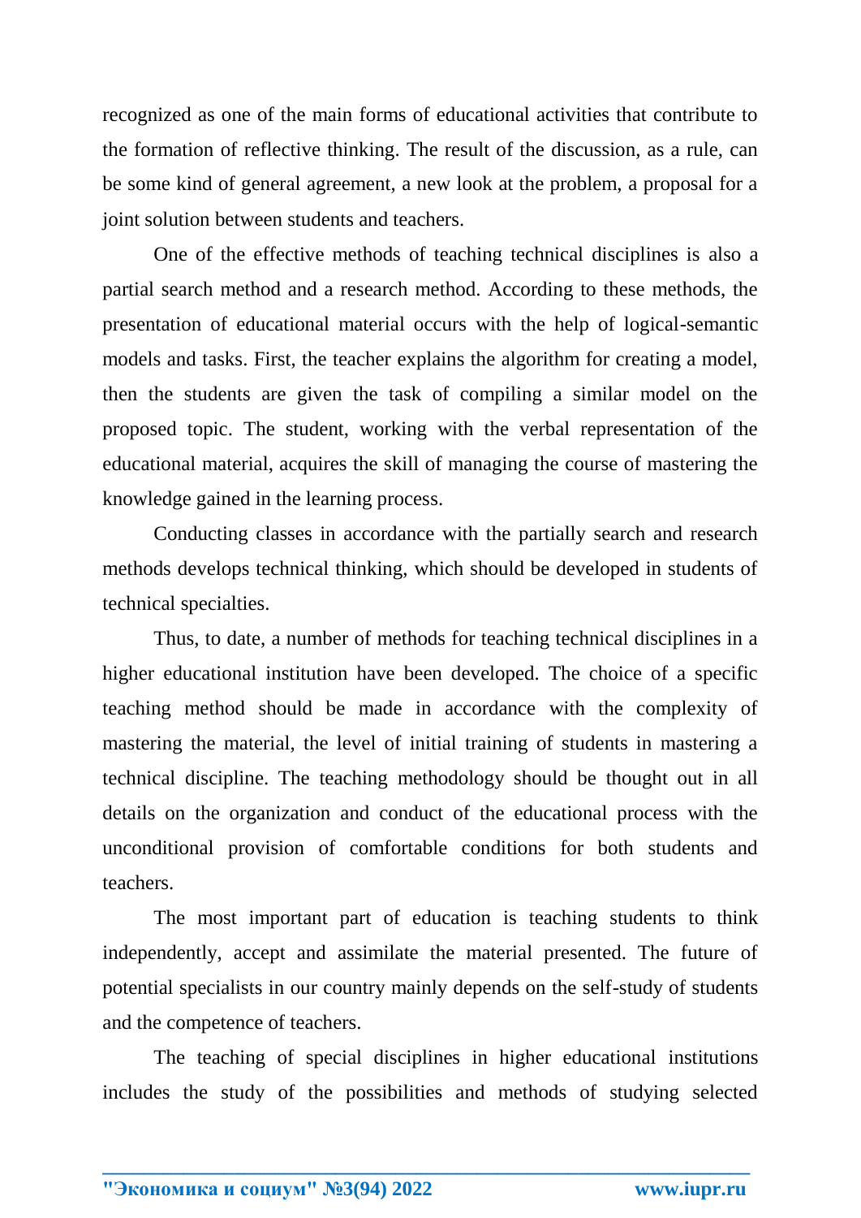recognized as one of the main forms of educational activities that contribute to the formation of reflective thinking. The result of the discussion, as a rule, can be some kind of general agreement, a new look at the problem, a proposal for a joint solution between students and teachers.

One of the effective methods of teaching technical disciplines is also a partial search method and a research method. According to these methods, the presentation of educational material occurs with the help of logical-semantic models and tasks. First, the teacher explains the algorithm for creating a model, then the students are given the task of compiling a similar model on the proposed topic. The student, working with the verbal representation of the educational material, acquires the skill of managing the course of mastering the knowledge gained in the learning process.

Conducting classes in accordance with the partially search and research methods develops technical thinking, which should be developed in students of technical specialties.

Thus, to date, a number of methods for teaching technical disciplines in a higher educational institution have been developed. The choice of a specific teaching method should be made in accordance with the complexity of mastering the material, the level of initial training of students in mastering a technical discipline. The teaching methodology should be thought out in all details on the organization and conduct of the educational process with the unconditional provision of comfortable conditions for both students and teachers.

The most important part of education is teaching students to think independently, accept and assimilate the material presented. The future of potential specialists in our country mainly depends on the self-study of students and the competence of teachers.

The teaching of special disciplines in higher educational institutions includes the study of the possibilities and methods of studying selected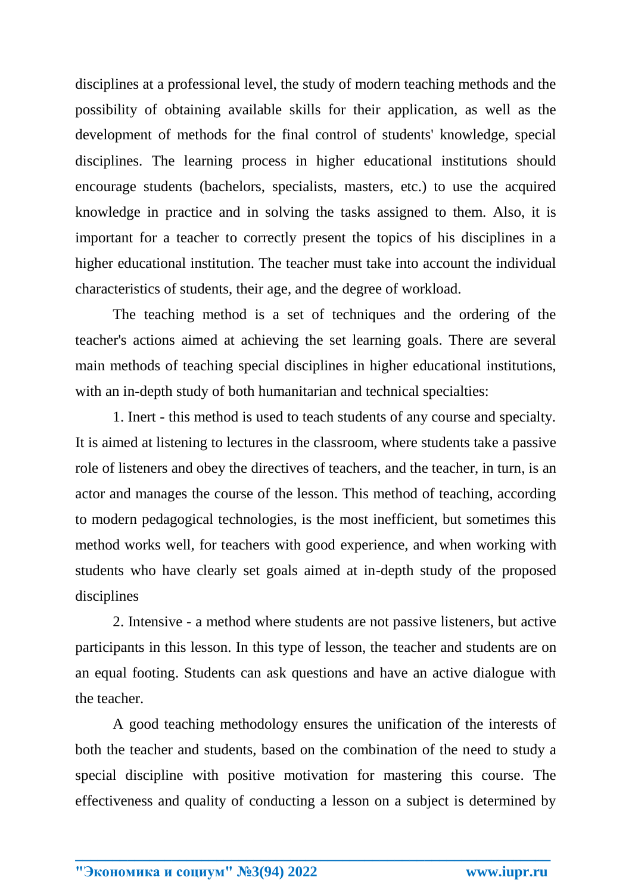disciplines at a professional level, the study of modern teaching methods and the possibility of obtaining available skills for their application, as well as the development of methods for the final control of students' knowledge, special disciplines. The learning process in higher educational institutions should encourage students (bachelors, specialists, masters, etc.) to use the acquired knowledge in practice and in solving the tasks assigned to them. Also, it is important for a teacher to correctly present the topics of his disciplines in a higher educational institution. The teacher must take into account the individual characteristics of students, their age, and the degree of workload.

The teaching method is a set of techniques and the ordering of the teacher's actions aimed at achieving the set learning goals. There are several main methods of teaching special disciplines in higher educational institutions, with an in-depth study of both humanitarian and technical specialties:

1. Inert - this method is used to teach students of any course and specialty. It is aimed at listening to lectures in the classroom, where students take a passive role of listeners and obey the directives of teachers, and the teacher, in turn, is an actor and manages the course of the lesson. This method of teaching, according to modern pedagogical technologies, is the most inefficient, but sometimes this method works well, for teachers with good experience, and when working with students who have clearly set goals aimed at in-depth study of the proposed disciplines

2. Intensive - a method where students are not passive listeners, but active participants in this lesson. In this type of lesson, the teacher and students are on an equal footing. Students can ask questions and have an active dialogue with the teacher.

A good teaching methodology ensures the unification of the interests of both the teacher and students, based on the combination of the need to study a special discipline with positive motivation for mastering this course. The effectiveness and quality of conducting a lesson on a subject is determined by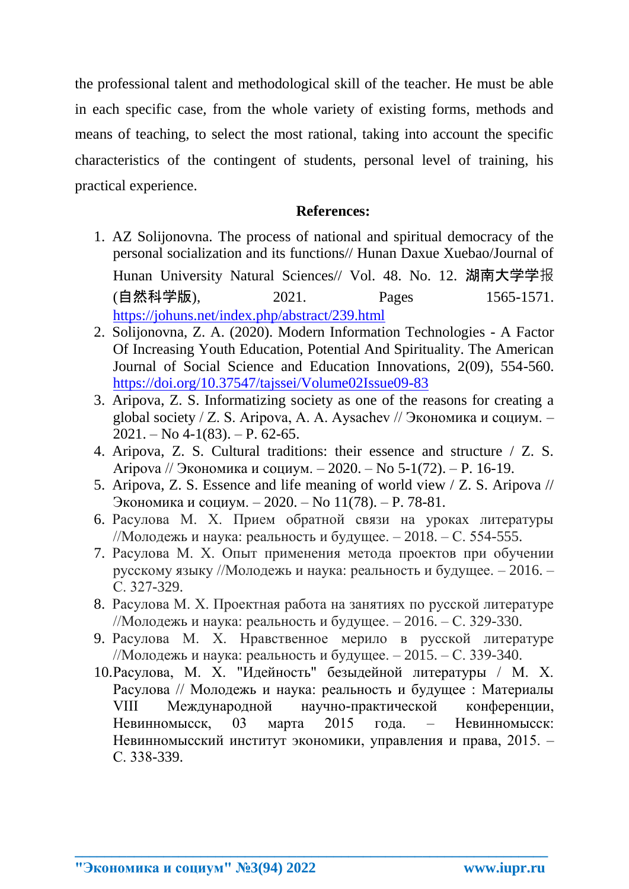the professional talent and methodological skill of the teacher. He must be able in each specific case, from the whole variety of existing forms, methods and means of teaching, to select the most rational, taking into account the specific characteristics of the contingent of students, personal level of training, his practical experience.

**References:**

1. AZ Solijonovna. The process of national and spiritual democracy of the personal socialization and its functions// Hunan Daxue Xuebao/Journal of Hunan University Natural Sciences// Vol. 48. No. 12. 湖南大学学报(自然科学版), 2021. Pages 1565-1571. https://johuns.net/index.php/abstract/239.html
2. Solijonovna, Z. A. (2020). Modern Information Technologies - A Factor Of Increasing Youth Education, Potential And Spirituality. The American Journal of Social Science and Education Innovations, 2(09), 554-560. https://doi.org/10.37547/tajssei/Volume02Issue09-83
3. Aripova, Z. S. Informatizing society as one of the reasons for creating a global society / Z. S. Aripova, A. A. Aysachev // Экономика и социум. – 2021. – No 4-1(83). – P. 62-65.
4. Aripova, Z. S. Cultural traditions: their essence and structure / Z. S. Aripova // Экономика и социум. – 2020. – No 5-1(72). – P. 16-19.
5. Aripova, Z. S. Essence and life meaning of world view / Z. S. Aripova // Экономика и социум. – 2020. – No 11(78). – P. 78-81.
6. Расулова М. Х. Прием обратной связи на уроках литературы //Молодежь и наука: реальность и будущее. – 2018. – С. 554-555.
7. Расулова М. Х. Опыт применения метода проектов при обучении русскому языку //Молодежь и наука: реальность и будущее. – 2016. – С. 327-329.
8. Расулова М. Х. Проектная работа на занятиях по русской литературе //Молодежь и наука: реальность и будущее. – 2016. – С. 329-330.
9. Расулова М. Х. Нравственное мерило в русской литературе //Молодежь и наука: реальность и будущее. – 2015. – С. 339-340.
10. Расулова, М. Х. "Идейность" безыдейной литературы / М. Х. Расулова // Молодежь и наука: реальность и будущее : Материалы VIII Международной научно-практической конференции, Невинномысск, 03 марта 2015 года. – Невинномысск: Невинномысский институт экономики, управления и права, 2015. – С. 338-339.